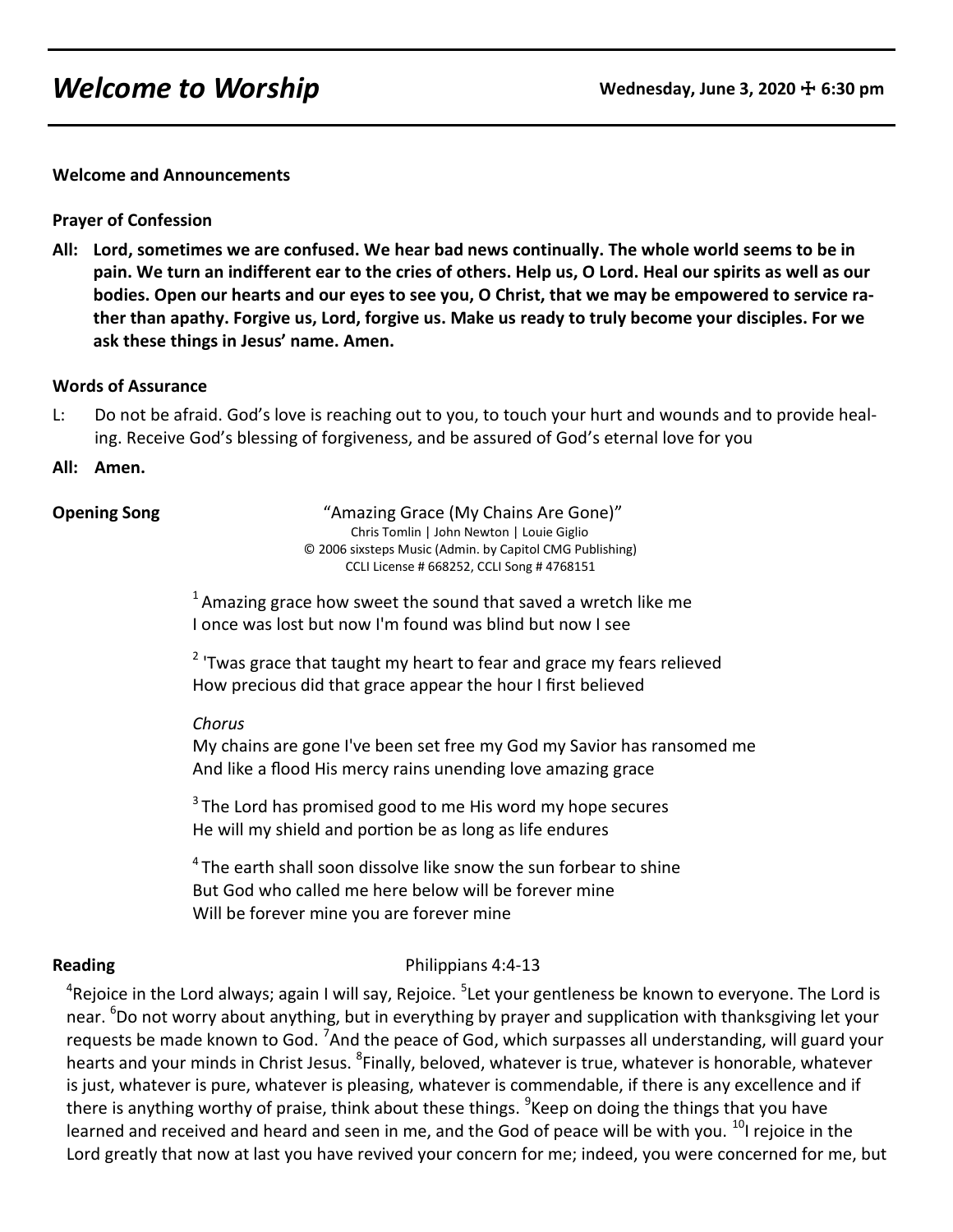# *Welcome to Worship*

**Wednesday, June 3, 2020 ☩ 6:30 pm**

**Welcome and Announcements**

**Prayer of Confession**

**All: Lord, sometimes we are confused. We hear bad news continually. The whole world seems to be in pain. We turn an indifferent ear to the cries of others. Help us, O Lord. Heal our spirits as well as our bodies. Open our hearts and our eyes to see you, O Christ, that we may be empowered to service rather than apathy. Forgive us, Lord, forgive us. Make us ready to truly become your disciples. For we ask these things in Jesus' name. Amen.**

**Words of Assurance**

L: Do not be afraid. God's love is reaching out to you, to touch your hurt and wounds and to provide healing. Receive God's blessing of forgiveness, and be assured of God's eternal love for you

**All: Amen.**

**Opening Song** "Amazing Grace (My Chains Are Gone)"

Chris Tomlin | John Newton | Louie Giglio
© 2006 sixsteps Music (Admin. by Capitol CMG Publishing)
CCLI License # 668252, CCLI Song # 4768151

[1] Amazing grace how sweet the sound that saved a wretch like me
I once was lost but now I'm found was blind but now I see

[2] 'Twas grace that taught my heart to fear and grace my fears relieved
How precious did that grace appear the hour I first believed

*Chorus*
My chains are gone I've been set free my God my Savior has ransomed me
And like a flood His mercy rains unending love amazing grace

[3] The Lord has promised good to me His word my hope secures
He will my shield and portion be as long as life endures

[4] The earth shall soon dissolve like snow the sun forbear to shine
But God who called me here below will be forever mine
Will be forever mine you are forever mine

**Reading** Philippians 4:4-13

[4]Rejoice in the Lord always; again I will say, Rejoice. [5]Let your gentleness be known to everyone. The Lord is near. [6]Do not worry about anything, but in everything by prayer and supplication with thanksgiving let your requests be made known to God. [7]And the peace of God, which surpasses all understanding, will guard your hearts and your minds in Christ Jesus. [8]Finally, beloved, whatever is true, whatever is honorable, whatever is just, whatever is pure, whatever is pleasing, whatever is commendable, if there is any excellence and if there is anything worthy of praise, think about these things. [9]Keep on doing the things that you have learned and received and heard and seen in me, and the God of peace will be with you. [10]I rejoice in the Lord greatly that now at last you have revived your concern for me; indeed, you were concerned for me, but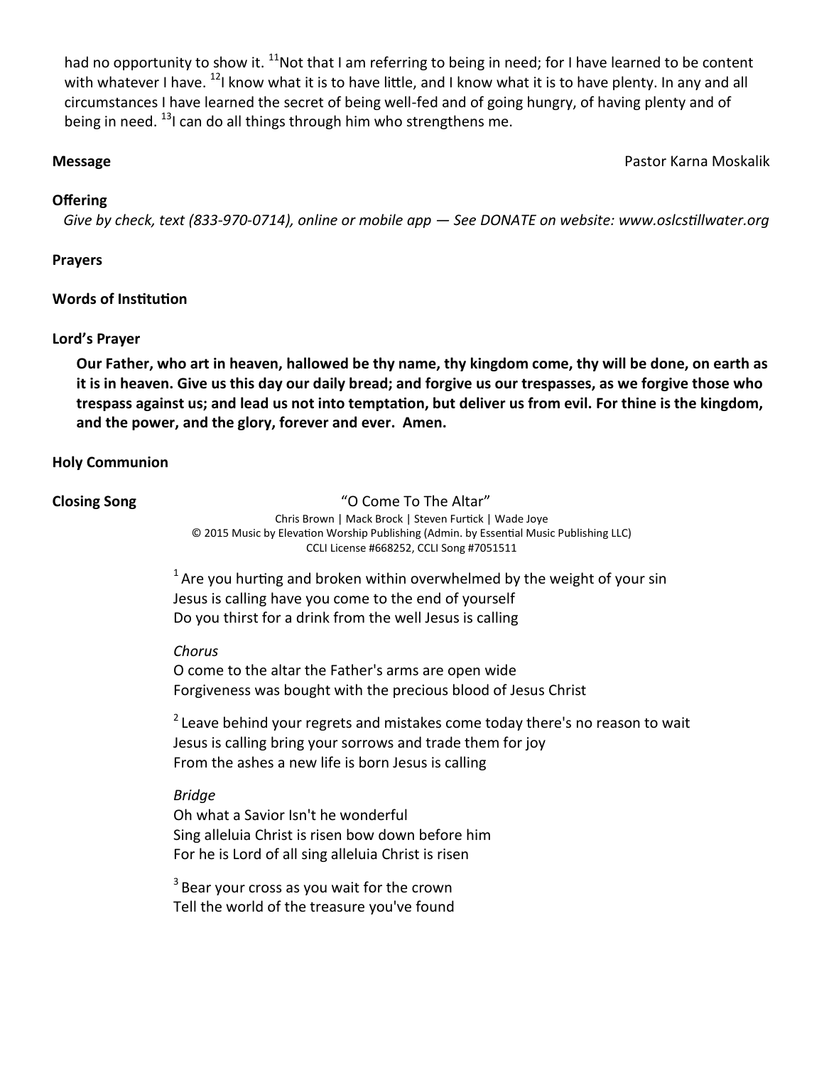had no opportunity to show it. [11]Not that I am referring to being in need; for I have learned to be content with whatever I have. [12]I know what it is to have little, and I know what it is to have plenty. In any and all circumstances I have learned the secret of being well-fed and of going hungry, of having plenty and of being in need. [13]I can do all things through him who strengthens me.

**Message** Pastor Karna Moskalik

**Offering**

*Give by check, text (833-970-0714), online or mobile app — See DONATE on website: www.oslcstillwater.org*

**Prayers**

**Words of Institution**

**Lord's Prayer**

**Our Father, who art in heaven, hallowed be thy name, thy kingdom come, thy will be done, on earth as it is in heaven. Give us this day our daily bread; and forgive us our trespasses, as we forgive those who trespass against us; and lead us not into temptation, but deliver us from evil. For thine is the kingdom, and the power, and the glory, forever and ever. Amen.**

**Holy Communion**

**Closing Song** "O Come To The Altar"

Chris Brown | Mack Brock | Steven Furtick | Wade Joye
© 2015 Music by Elevation Worship Publishing (Admin. by Essential Music Publishing LLC)
CCLI License #668252, CCLI Song #7051511

[1] Are you hurting and broken within overwhelmed by the weight of your sin
Jesus is calling have you come to the end of yourself
Do you thirst for a drink from the well Jesus is calling

*Chorus*
O come to the altar the Father's arms are open wide
Forgiveness was bought with the precious blood of Jesus Christ

[2] Leave behind your regrets and mistakes come today there's no reason to wait
Jesus is calling bring your sorrows and trade them for joy
From the ashes a new life is born Jesus is calling

*Bridge*
Oh what a Savior Isn't he wonderful
Sing alleluia Christ is risen bow down before him
For he is Lord of all sing alleluia Christ is risen

[3] Bear your cross as you wait for the crown
Tell the world of the treasure you've found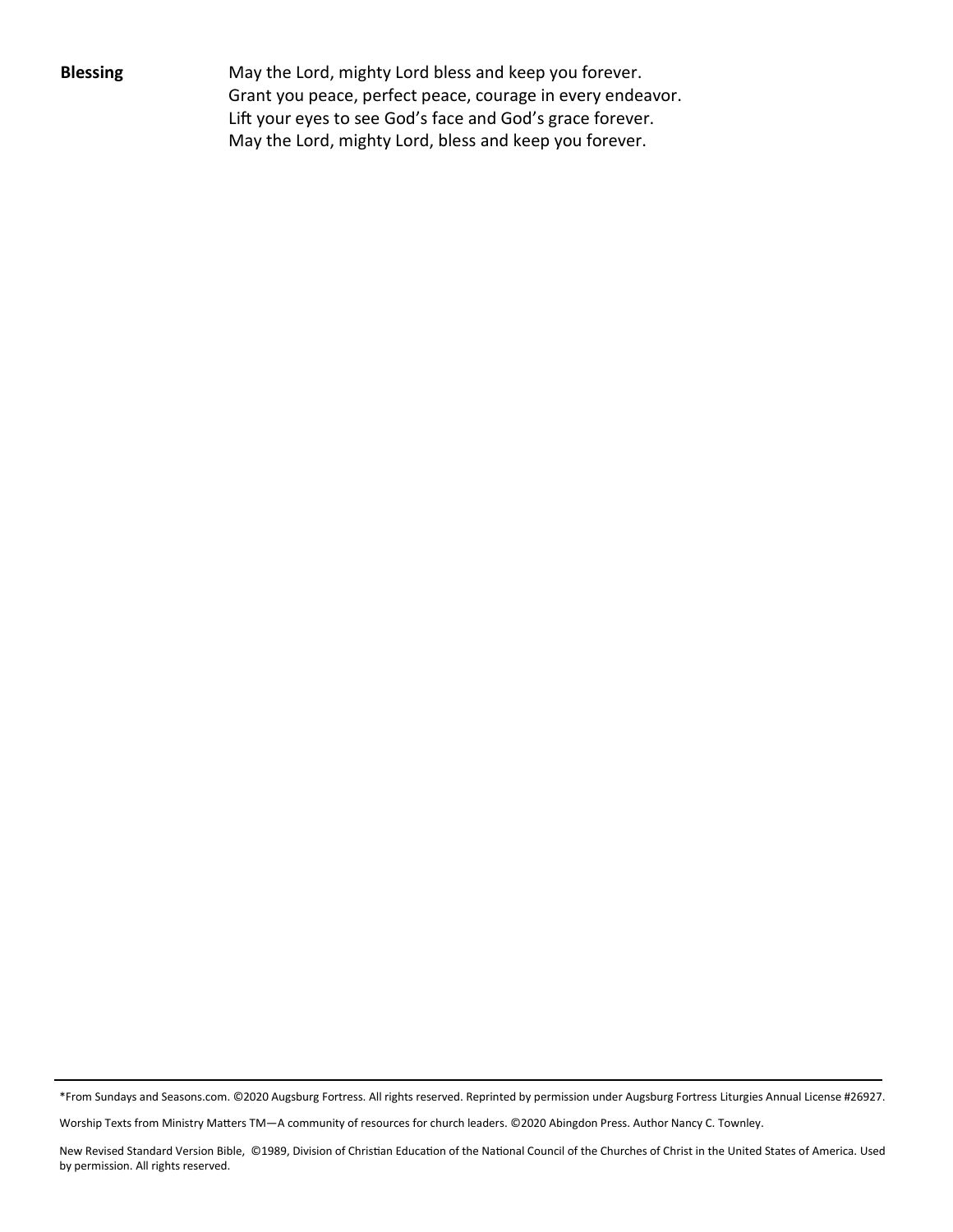**Blessing**

May the Lord, mighty Lord bless and keep you forever.
Grant you peace, perfect peace, courage in every endeavor.
Lift your eyes to see God's face and God's grace forever.
May the Lord, mighty Lord, bless and keep you forever.

---

*From Sundays and Seasons.com. ©2020 Augsburg Fortress. All rights reserved. Reprinted by permission under Augsburg Fortress Liturgies Annual License #26927.

Worship Texts from Ministry Matters TM—A community of resources for church leaders. ©2020 Abingdon Press. Author Nancy C. Townley.

New Revised Standard Version Bible, ©1989, Division of Christian Education of the National Council of the Churches of Christ in the United States of America. Used by permission. All rights reserved.